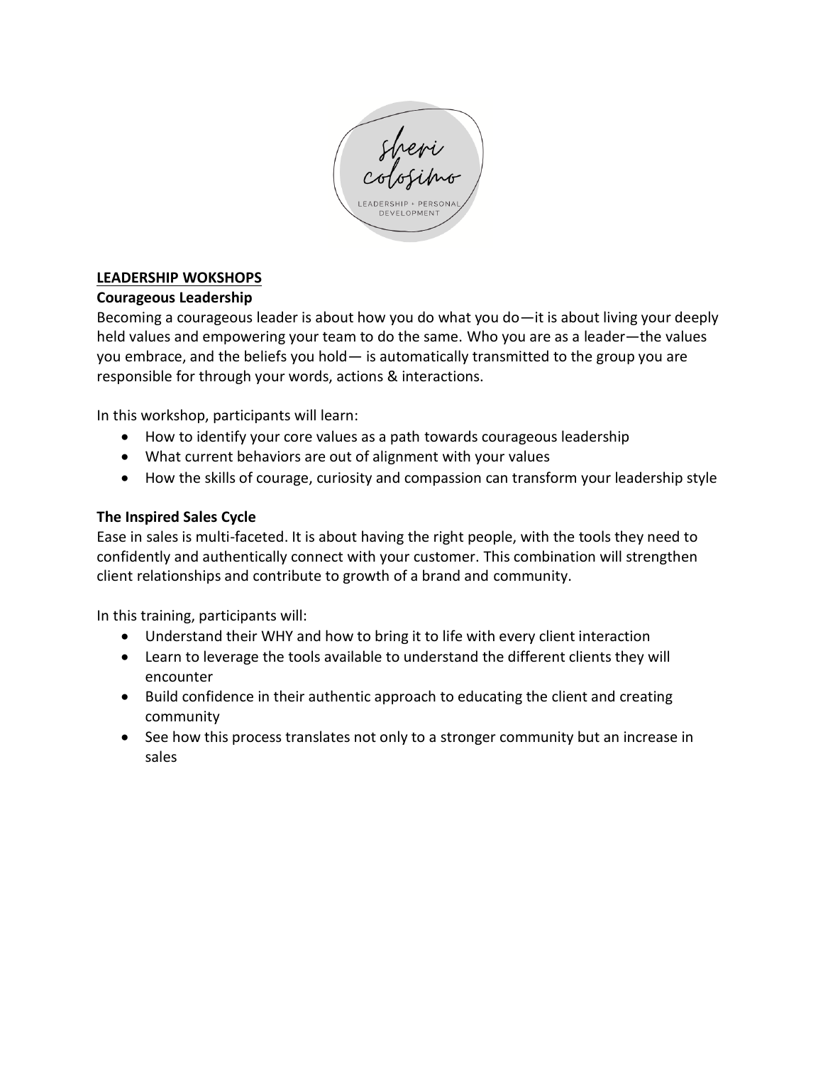sheri colosimo

LEADERSHIP + PERSONAL DEVELOPMENT

## LEADERSHIP WOKSHOPS

### Courageous Leadership

Becoming a courageous leader is about how you do what you do—it is about living your deeply held values and empowering your team to do the same. Who you are as a leader—the values you embrace, and the beliefs you hold— is automatically transmitted to the group you are responsible for through your words, actions & interactions.

In this workshop, participants will learn:

- How to identify your core values as a path towards courageous leadership
- What current behaviors are out of alignment with your values
- How the skills of courage, curiosity and compassion can transform your leadership style

### The Inspired Sales Cycle

Ease in sales is multi-faceted. It is about having the right people, with the tools they need to confidently and authentically connect with your customer. This combination will strengthen client relationships and contribute to growth of a brand and community.

In this training, participants will:

- Understand their WHY and how to bring it to life with every client interaction
- Learn to leverage the tools available to understand the different clients they will encounter
- Build confidence in their authentic approach to educating the client and creating community
- See how this process translates not only to a stronger community but an increase in sales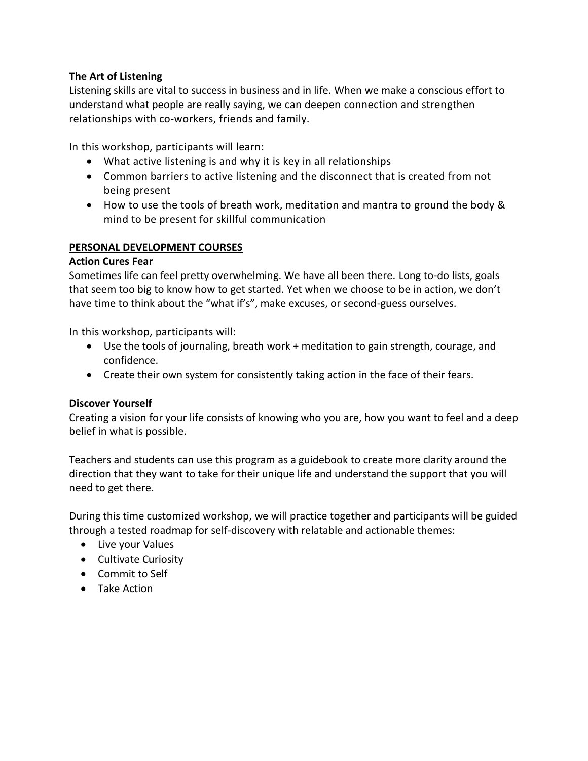**The Art of Listening**

Listening skills are vital to success in business and in life. When we make a conscious effort to understand what people are really saying, we can deepen connection and strengthen relationships with co-workers, friends and family.

In this workshop, participants will learn:

- What active listening is and why it is key in all relationships
- Common barriers to active listening and the disconnect that is created from not being present
- How to use the tools of breath work, meditation and mantra to ground the body & mind to be present for skillful communication

## PERSONAL DEVELOPMENT COURSES

**Action Cures Fear**

Sometimes life can feel pretty overwhelming. We have all been there. Long to-do lists, goals that seem too big to know how to get started. Yet when we choose to be in action, we don't have time to think about the "what if's", make excuses, or second-guess ourselves.

In this workshop, participants will:

- Use the tools of journaling, breath work + meditation to gain strength, courage, and confidence.
- Create their own system for consistently taking action in the face of their fears.

**Discover Yourself**

Creating a vision for your life consists of knowing who you are, how you want to feel and a deep belief in what is possible.

Teachers and students can use this program as a guidebook to create more clarity around the direction that they want to take for their unique life and understand the support that you will need to get there.

During this time customized workshop, we will practice together and participants will be guided through a tested roadmap for self-discovery with relatable and actionable themes:

- Live your Values
- Cultivate Curiosity
- Commit to Self
- Take Action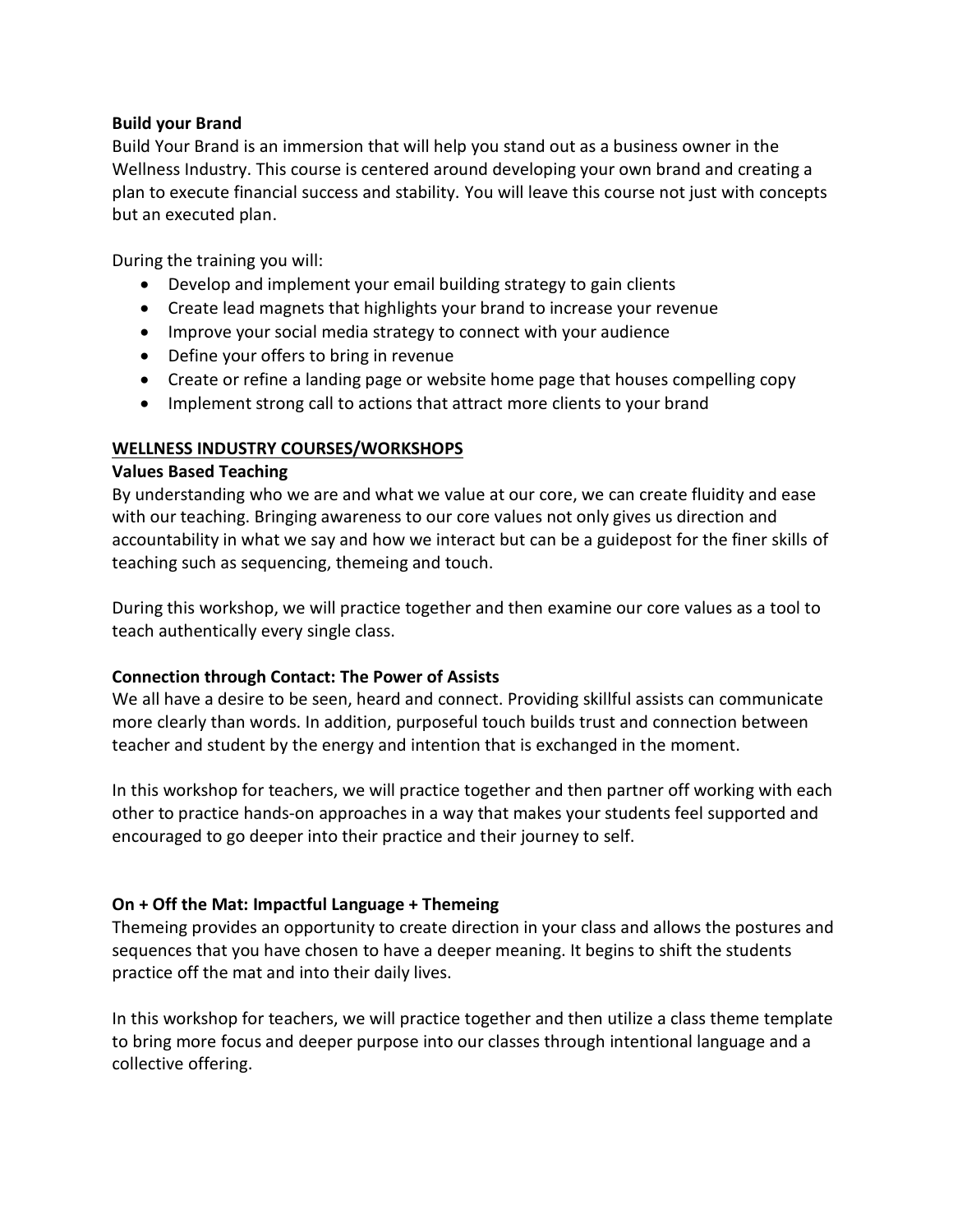**Build your Brand**

Build Your Brand is an immersion that will help you stand out as a business owner in the Wellness Industry. This course is centered around developing your own brand and creating a plan to execute financial success and stability. You will leave this course not just with concepts but an executed plan.

During the training you will:

- Develop and implement your email building strategy to gain clients
- Create lead magnets that highlights your brand to increase your revenue
- Improve your social media strategy to connect with your audience
- Define your offers to bring in revenue
- Create or refine a landing page or website home page that houses compelling copy
- Implement strong call to actions that attract more clients to your brand

**WELLNESS INDUSTRY COURSES/WORKSHOPS**

**Values Based Teaching**

By understanding who we are and what we value at our core, we can create fluidity and ease with our teaching. Bringing awareness to our core values not only gives us direction and accountability in what we say and how we interact but can be a guidepost for the finer skills of teaching such as sequencing, themeing and touch.

During this workshop, we will practice together and then examine our core values as a tool to teach authentically every single class.

**Connection through Contact: The Power of Assists**

We all have a desire to be seen, heard and connect. Providing skillful assists can communicate more clearly than words. In addition, purposeful touch builds trust and connection between teacher and student by the energy and intention that is exchanged in the moment.

In this workshop for teachers, we will practice together and then partner off working with each other to practice hands-on approaches in a way that makes your students feel supported and encouraged to go deeper into their practice and their journey to self.

**On + Off the Mat: Impactful Language + Themeing**

Themeing provides an opportunity to create direction in your class and allows the postures and sequences that you have chosen to have a deeper meaning. It begins to shift the students practice off the mat and into their daily lives.

In this workshop for teachers, we will practice together and then utilize a class theme template to bring more focus and deeper purpose into our classes through intentional language and a collective offering.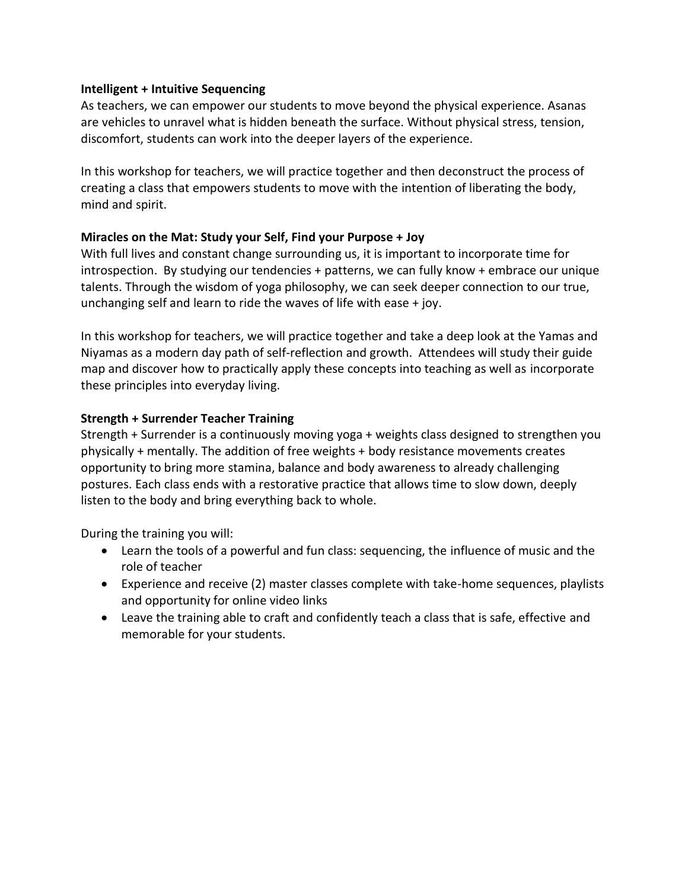**Intelligent + Intuitive Sequencing**

As teachers, we can empower our students to move beyond the physical experience. Asanas are vehicles to unravel what is hidden beneath the surface. Without physical stress, tension, discomfort, students can work into the deeper layers of the experience.

In this workshop for teachers, we will practice together and then deconstruct the process of creating a class that empowers students to move with the intention of liberating the body, mind and spirit.

**Miracles on the Mat: Study your Self, Find your Purpose + Joy**

With full lives and constant change surrounding us, it is important to incorporate time for introspection. By studying our tendencies + patterns, we can fully know + embrace our unique talents. Through the wisdom of yoga philosophy, we can seek deeper connection to our true, unchanging self and learn to ride the waves of life with ease + joy.

In this workshop for teachers, we will practice together and take a deep look at the Yamas and Niyamas as a modern day path of self-reflection and growth. Attendees will study their guide map and discover how to practically apply these concepts into teaching as well as incorporate these principles into everyday living.

**Strength + Surrender Teacher Training**

Strength + Surrender is a continuously moving yoga + weights class designed to strengthen you physically + mentally. The addition of free weights + body resistance movements creates opportunity to bring more stamina, balance and body awareness to already challenging postures. Each class ends with a restorative practice that allows time to slow down, deeply listen to the body and bring everything back to whole.

During the training you will:

- Learn the tools of a powerful and fun class: sequencing, the influence of music and the role of teacher
- Experience and receive (2) master classes complete with take-home sequences, playlists and opportunity for online video links
- Leave the training able to craft and confidently teach a class that is safe, effective and memorable for your students.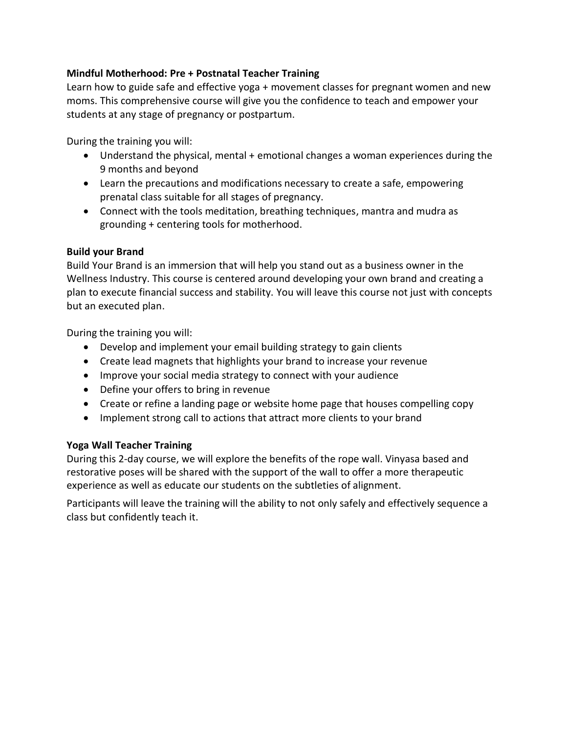**Mindful Motherhood: Pre + Postnatal Teacher Training**
Learn how to guide safe and effective yoga + movement classes for pregnant women and new moms. This comprehensive course will give you the confidence to teach and empower your students at any stage of pregnancy or postpartum.

During the training you will:

- Understand the physical, mental + emotional changes a woman experiences during the 9 months and beyond
- Learn the precautions and modifications necessary to create a safe, empowering prenatal class suitable for all stages of pregnancy.
- Connect with the tools meditation, breathing techniques, mantra and mudra as grounding + centering tools for motherhood.

**Build your Brand**
Build Your Brand is an immersion that will help you stand out as a business owner in the Wellness Industry. This course is centered around developing your own brand and creating a plan to execute financial success and stability. You will leave this course not just with concepts but an executed plan.

During the training you will:

- Develop and implement your email building strategy to gain clients
- Create lead magnets that highlights your brand to increase your revenue
- Improve your social media strategy to connect with your audience
- Define your offers to bring in revenue
- Create or refine a landing page or website home page that houses compelling copy
- Implement strong call to actions that attract more clients to your brand

**Yoga Wall Teacher Training**
During this 2-day course, we will explore the benefits of the rope wall. Vinyasa based and restorative poses will be shared with the support of the wall to offer a more therapeutic experience as well as educate our students on the subtleties of alignment.

Participants will leave the training will the ability to not only safely and effectively sequence a class but confidently teach it.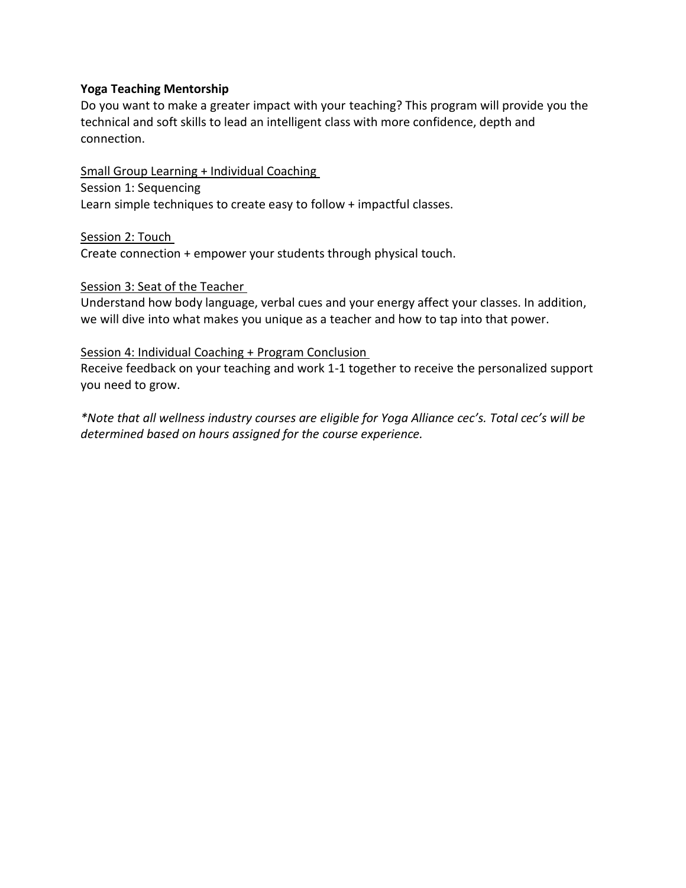**Yoga Teaching Mentorship**

Do you want to make a greater impact with your teaching? This program will provide you the technical and soft skills to lead an intelligent class with more confidence, depth and connection.

<u>Small Group Learning + Individual Coaching</u>

Session 1: Sequencing

Learn simple techniques to create easy to follow + impactful classes.

<u>Session 2: Touch</u>

Create connection + empower your students through physical touch.

<u>Session 3: Seat of the Teacher</u>

Understand how body language, verbal cues and your energy affect your classes. In addition, we will dive into what makes you unique as a teacher and how to tap into that power.

<u>Session 4: Individual Coaching + Program Conclusion</u>

Receive feedback on your teaching and work 1-1 together to receive the personalized support you need to grow.

*\*Note that all wellness industry courses are eligible for Yoga Alliance cec's. Total cec's will be determined based on hours assigned for the course experience.*